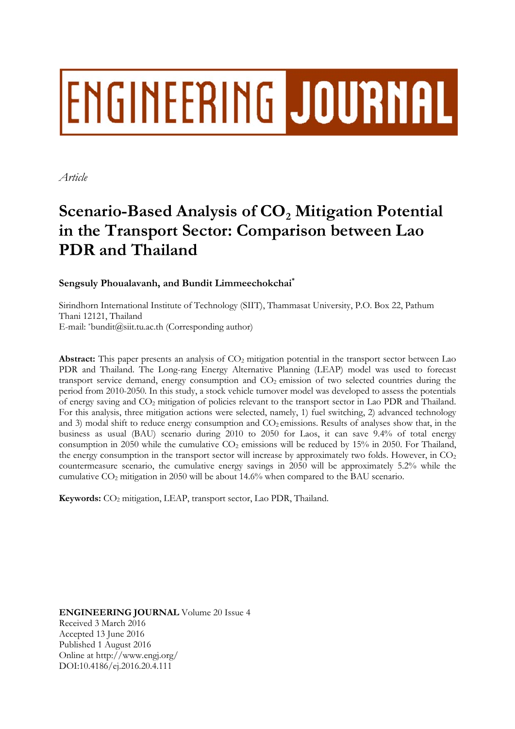ENGINEERING JOURNAL

*Article*

# Scenario-Based Analysis of $CO_2$ Mitigation Potential in the Transport Sector: Comparison between Lao PDR and Thailand

**Sengsuly Phoualavanh, and Bundit Limmeechokchai***

Sirindhorn International Institute of Technology (SIIT), Thammasat University, P.O. Box 22, Pathum Thani 12121, Thailand
E-mail: *bundit@siit.tu.ac.th (Corresponding author)

**Abstract:** This paper presents an analysis of $CO_2$ mitigation potential in the transport sector between Lao PDR and Thailand. The Long-rang Energy Alternative Planning (LEAP) model was used to forecast transport service demand, energy consumption and $CO_2$ emission of two selected countries during the period from 2010-2050. In this study, a stock vehicle turnover model was developed to assess the potentials of energy saving and $CO_2$ mitigation of policies relevant to the transport sector in Lao PDR and Thailand. For this analysis, three mitigation actions were selected, namely, 1) fuel switching, 2) advanced technology and 3) modal shift to reduce energy consumption and $CO_2$ emissions. Results of analyses show that, in the business as usual (BAU) scenario during 2010 to 2050 for Laos, it can save 9.4% of total energy consumption in 2050 while the cumulative $CO_2$ emissions will be reduced by 15% in 2050. For Thailand, the energy consumption in the transport sector will increase by approximately two folds. However, in $CO_2$ countermeasure scenario, the cumulative energy savings in 2050 will be approximately 5.2% while the cumulative $CO_2$ mitigation in 2050 will be about 14.6% when compared to the BAU scenario.

**Keywords:** $CO_2$ mitigation, LEAP, transport sector, Lao PDR, Thailand.

**ENGINEERING JOURNAL** Volume 20 Issue 4
Received 3 March 2016
Accepted 13 June 2016
Published 1 August 2016
Online at http://www.engj.org/
DOI:10.4186/ej.2016.20.4.111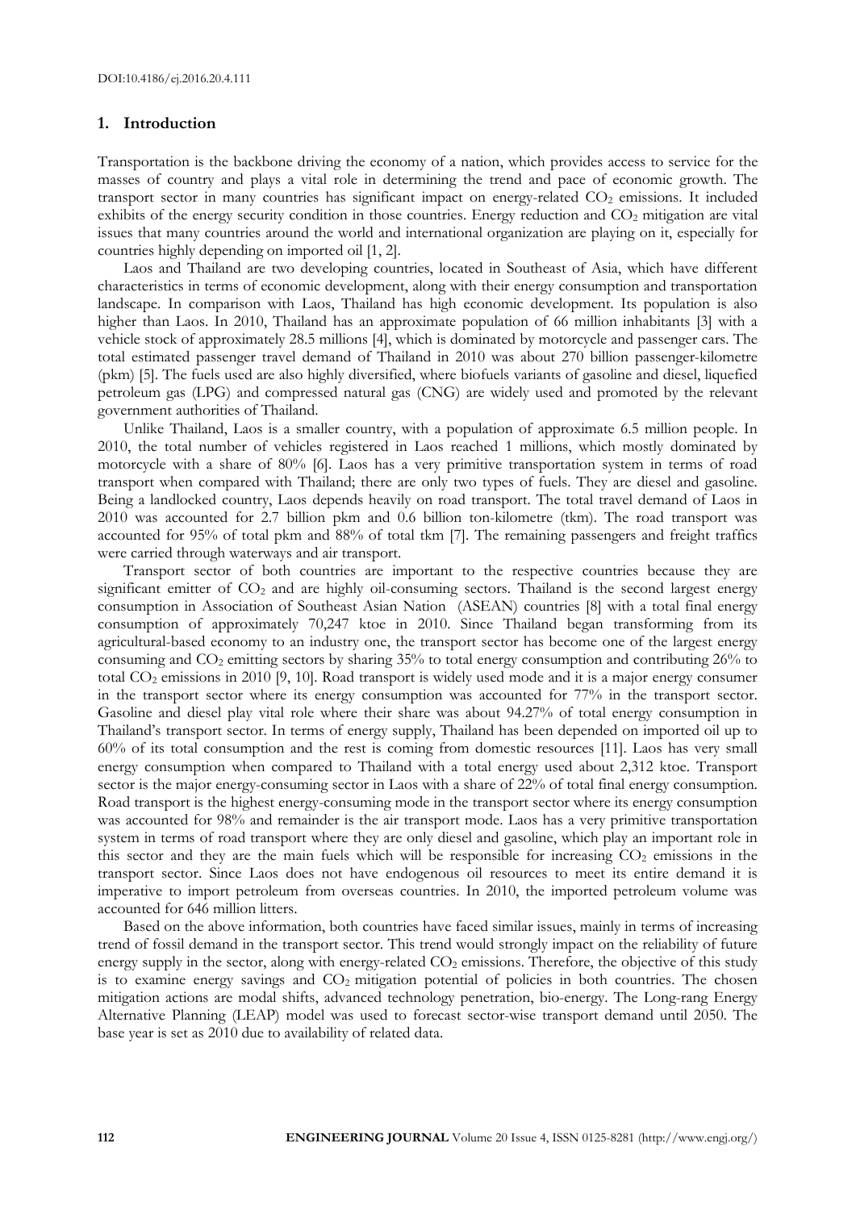## 1. Introduction

Transportation is the backbone driving the economy of a nation, which provides access to service for the masses of country and plays a vital role in determining the trend and pace of economic growth. The transport sector in many countries has significant impact on energy-related $CO_2$ emissions. It included exhibits of the energy security condition in those countries. Energy reduction and $CO_2$ mitigation are vital issues that many countries around the world and international organization are playing on it, especially for countries highly depending on imported oil [1, 2].

Laos and Thailand are two developing countries, located in Southeast of Asia, which have different characteristics in terms of economic development, along with their energy consumption and transportation landscape. In comparison with Laos, Thailand has high economic development. Its population is also higher than Laos. In 2010, Thailand has an approximate population of 66 million inhabitants [3] with a vehicle stock of approximately 28.5 millions [4], which is dominated by motorcycle and passenger cars. The total estimated passenger travel demand of Thailand in 2010 was about 270 billion passenger-kilometre (pkm) [5]. The fuels used are also highly diversified, where biofuels variants of gasoline and diesel, liquefied petroleum gas (LPG) and compressed natural gas (CNG) are widely used and promoted by the relevant government authorities of Thailand.

Unlike Thailand, Laos is a smaller country, with a population of approximate 6.5 million people. In 2010, the total number of vehicles registered in Laos reached 1 millions, which mostly dominated by motorcycle with a share of 80% [6]. Laos has a very primitive transportation system in terms of road transport when compared with Thailand; there are only two types of fuels. They are diesel and gasoline. Being a landlocked country, Laos depends heavily on road transport. The total travel demand of Laos in 2010 was accounted for 2.7 billion pkm and 0.6 billion ton-kilometre (tkm). The road transport was accounted for 95% of total pkm and 88% of total tkm [7]. The remaining passengers and freight traffics were carried through waterways and air transport.

Transport sector of both countries are important to the respective countries because they are significant emitter of $CO_2$ and are highly oil-consuming sectors. Thailand is the second largest energy consumption in Association of Southeast Asian Nation (ASEAN) countries [8] with a total final energy consumption of approximately 70,247 ktoe in 2010. Since Thailand began transforming from its agricultural-based economy to an industry one, the transport sector has become one of the largest energy consuming and $CO_2$ emitting sectors by sharing 35% to total energy consumption and contributing 26% to total $CO_2$ emissions in 2010 [9, 10]. Road transport is widely used mode and it is a major energy consumer in the transport sector where its energy consumption was accounted for 77% in the transport sector. Gasoline and diesel play vital role where their share was about 94.27% of total energy consumption in Thailand's transport sector. In terms of energy supply, Thailand has been depended on imported oil up to 60% of its total consumption and the rest is coming from domestic resources [11]. Laos has very small energy consumption when compared to Thailand with a total energy used about 2,312 ktoe. Transport sector is the major energy-consuming sector in Laos with a share of 22% of total final energy consumption. Road transport is the highest energy-consuming mode in the transport sector where its energy consumption was accounted for 98% and remainder is the air transport mode. Laos has a very primitive transportation system in terms of road transport where they are only diesel and gasoline, which play an important role in this sector and they are the main fuels which will be responsible for increasing $CO_2$ emissions in the transport sector. Since Laos does not have endogenous oil resources to meet its entire demand it is imperative to import petroleum from overseas countries. In 2010, the imported petroleum volume was accounted for 646 million litters.

Based on the above information, both countries have faced similar issues, mainly in terms of increasing trend of fossil demand in the transport sector. This trend would strongly impact on the reliability of future energy supply in the sector, along with energy-related $CO_2$ emissions. Therefore, the objective of this study is to examine energy savings and $CO_2$ mitigation potential of policies in both countries. The chosen mitigation actions are modal shifts, advanced technology penetration, bio-energy. The Long-rang Energy Alternative Planning (LEAP) model was used to forecast sector-wise transport demand until 2050. The base year is set as 2010 due to availability of related data.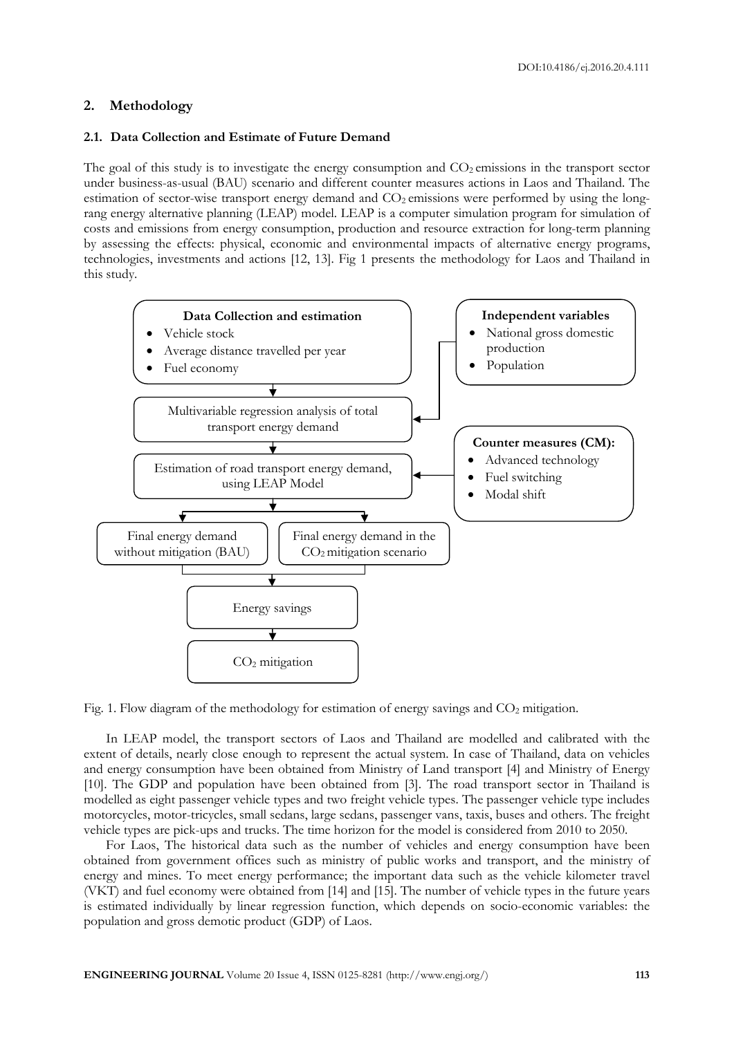## 2. Methodology

### 2.1. Data Collection and Estimate of Future Demand

The goal of this study is to investigate the energy consumption and $CO_2$ emissions in the transport sector under business-as-usual (BAU) scenario and different counter measures actions in Laos and Thailand. The estimation of sector-wise transport energy demand and $CO_2$ emissions were performed by using the long-rang energy alternative planning (LEAP) model. LEAP is a computer simulation program for simulation of costs and emissions from energy consumption, production and resource extraction for long-term planning by assessing the effects: physical, economic and environmental impacts of alternative energy programs, technologies, investments and actions [12, 13]. Fig 1 presents the methodology for Laos and Thailand in this study.

**Data Collection and estimation**
- Vehicle stock
- Average distance travelled per year
- Fuel economy

**Independent variables**
- National gross domestic production
- Population

Multivariable regression analysis of total transport energy demand

**Counter measures (CM):**
- Advanced technology
- Fuel switching
- Modal shift

Estimation of road transport energy demand, using LEAP Model

Final energy demand without mitigation (BAU)

Final energy demand in the $CO_2$ mitigation scenario

Energy savings

$CO_2$ mitigation

Fig. 1. Flow diagram of the methodology for estimation of energy savings and $CO_2$ mitigation.

In LEAP model, the transport sectors of Laos and Thailand are modelled and calibrated with the extent of details, nearly close enough to represent the actual system. In case of Thailand, data on vehicles and energy consumption have been obtained from Ministry of Land transport [4] and Ministry of Energy [10]. The GDP and population have been obtained from [3]. The road transport sector in Thailand is modelled as eight passenger vehicle types and two freight vehicle types. The passenger vehicle type includes motorcycles, motor-tricycles, small sedans, large sedans, passenger vans, taxis, buses and others. The freight vehicle types are pick-ups and trucks. The time horizon for the model is considered from 2010 to 2050.

For Laos, The historical data such as the number of vehicles and energy consumption have been obtained from government offices such as ministry of public works and transport, and the ministry of energy and mines. To meet energy performance; the important data such as the vehicle kilometer travel (VKT) and fuel economy were obtained from [14] and [15]. The number of vehicle types in the future years is estimated individually by linear regression function, which depends on socio-economic variables: the population and gross demotic product (GDP) of Laos.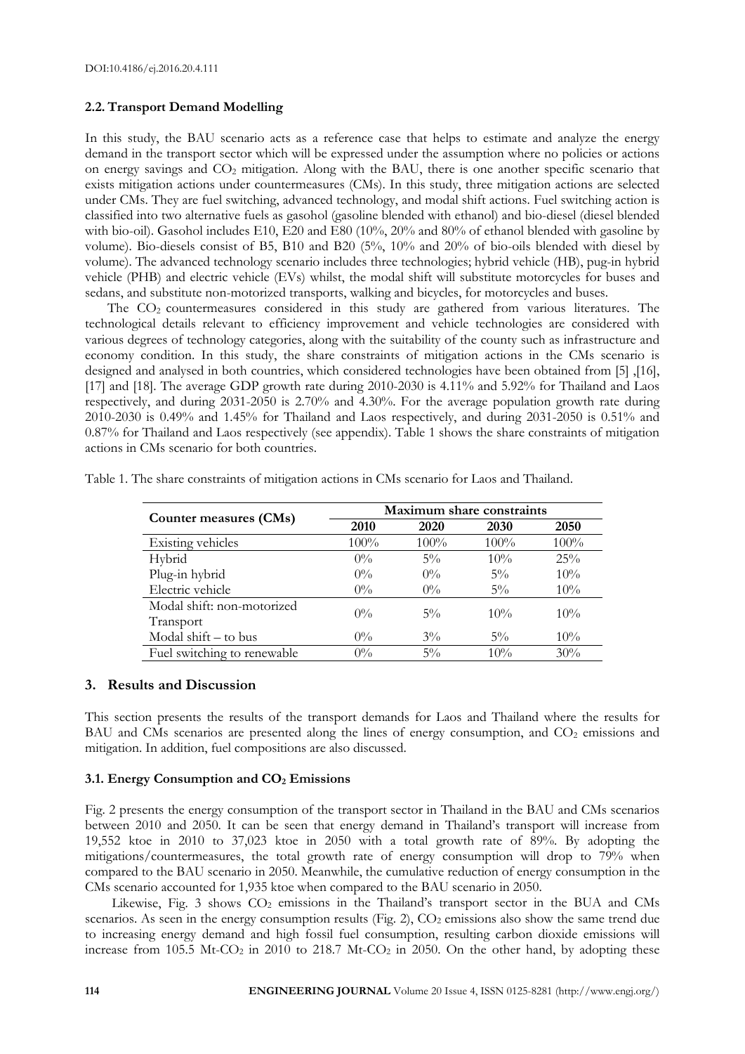### 2.2. Transport Demand Modelling

In this study, the BAU scenario acts as a reference case that helps to estimate and analyze the energy demand in the transport sector which will be expressed under the assumption where no policies or actions on energy savings and $CO_2$ mitigation. Along with the BAU, there is one another specific scenario that exists mitigation actions under countermeasures (CMs). In this study, three mitigation actions are selected under CMs. They are fuel switching, advanced technology, and modal shift actions. Fuel switching action is classified into two alternative fuels as gasohol (gasoline blended with ethanol) and bio-diesel (diesel blended with bio-oil). Gasohol includes E10, E20 and E80 (10%, 20% and 80% of ethanol blended with gasoline by volume). Bio-diesels consist of B5, B10 and B20 (5%, 10% and 20% of bio-oils blended with diesel by volume). The advanced technology scenario includes three technologies; hybrid vehicle (HB), pug-in hybrid vehicle (PHB) and electric vehicle (EVs) whilst, the modal shift will substitute motorcycles for buses and sedans, and substitute non-motorized transports, walking and bicycles, for motorcycles and buses.

The $CO_2$ countermeasures considered in this study are gathered from various literatures. The technological details relevant to efficiency improvement and vehicle technologies are considered with various degrees of technology categories, along with the suitability of the county such as infrastructure and economy condition. In this study, the share constraints of mitigation actions in the CMs scenario is designed and analysed in both countries, which considered technologies have been obtained from [5] ,[16], [17] and [18]. The average GDP growth rate during 2010-2030 is 4.11% and 5.92% for Thailand and Laos respectively, and during 2031-2050 is 2.70% and 4.30%. For the average population growth rate during 2010-2030 is 0.49% and 1.45% for Thailand and Laos respectively, and during 2031-2050 is 0.51% and 0.87% for Thailand and Laos respectively (see appendix). Table 1 shows the share constraints of mitigation actions in CMs scenario for both countries.

Table 1. The share constraints of mitigation actions in CMs scenario for Laos and Thailand.

| Counter measures (CMs) | Maximum share constraints | | | |
|---|---|---|---|---|
| | 2010 | 2020 | 2030 | 2050 |
| Existing vehicles | 100% | 100% | 100% | 100% |
| Hybrid | 0% | 5% | 10% | 25% |
| Plug-in hybrid | 0% | 0% | 5% | 10% |
| Electric vehicle | 0% | 0% | 5% | 10% |
| Modal shift: non-motorized Transport | 0% | 5% | 10% | 10% |
| Modal shift – to bus | 0% | 3% | 5% | 10% |
| Fuel switching to renewable | 0% | 5% | 10% | 30% |

## 3. Results and Discussion

This section presents the results of the transport demands for Laos and Thailand where the results for BAU and CMs scenarios are presented along the lines of energy consumption, and $CO_2$ emissions and mitigation. In addition, fuel compositions are also discussed.

### 3.1. Energy Consumption and $CO_2$ Emissions

Fig. 2 presents the energy consumption of the transport sector in Thailand in the BAU and CMs scenarios between 2010 and 2050. It can be seen that energy demand in Thailand's transport will increase from 19,552 ktoe in 2010 to 37,023 ktoe in 2050 with a total growth rate of 89%. By adopting the mitigations/countermeasures, the total growth rate of energy consumption will drop to 79% when compared to the BAU scenario in 2050. Meanwhile, the cumulative reduction of energy consumption in the CMs scenario accounted for 1,935 ktoe when compared to the BAU scenario in 2050.

Likewise, Fig. 3 shows $CO_2$ emissions in the Thailand's transport sector in the BUA and CMs scenarios. As seen in the energy consumption results (Fig. 2), $CO_2$ emissions also show the same trend due to increasing energy demand and high fossil fuel consumption, resulting carbon dioxide emissions will increase from 105.5 Mt-$CO_2$ in 2010 to 218.7 Mt-$CO_2$ in 2050. On the other hand, by adopting these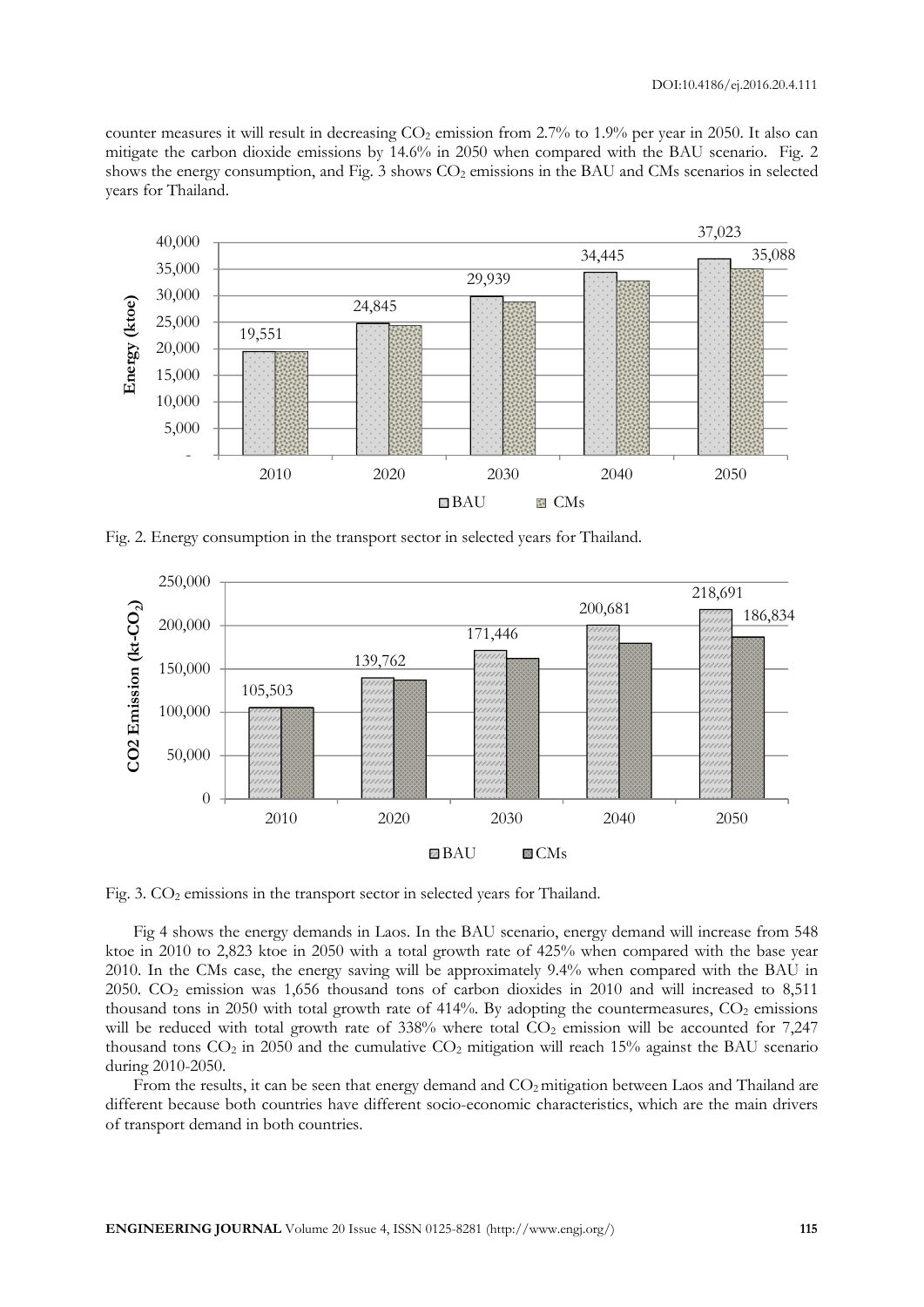counter measures it will result in decreasing $CO_2$ emission from 2.7% to 1.9% per year in 2050. It also can mitigate the carbon dioxide emissions by 14.6% in 2050 when compared with the BAU scenario. Fig. 2 shows the energy consumption, and Fig. 3 shows $CO_2$ emissions in the BAU and CMs scenarios in selected years for Thailand.

Fig. 2. Energy consumption in the transport sector in selected years for Thailand.

Fig. 3. $CO_2$ emissions in the transport sector in selected years for Thailand.

Fig 4 shows the energy demands in Laos. In the BAU scenario, energy demand will increase from 548 ktoe in 2010 to 2,823 ktoe in 2050 with a total growth rate of 425% when compared with the base year 2010. In the CMs case, the energy saving will be approximately 9.4% when compared with the BAU in 2050. $CO_2$ emission was 1,656 thousand tons of carbon dioxides in 2010 and will increased to 8,511 thousand tons in 2050 with total growth rate of 414%. By adopting the countermeasures, $CO_2$ emissions will be reduced with total growth rate of 338% where total $CO_2$ emission will be accounted for 7,247 thousand tons $CO_2$ in 2050 and the cumulative $CO_2$ mitigation will reach 15% against the BAU scenario during 2010-2050.

From the results, it can be seen that energy demand and $CO_2$ mitigation between Laos and Thailand are different because both countries have different socio-economic characteristics, which are the main drivers of transport demand in both countries.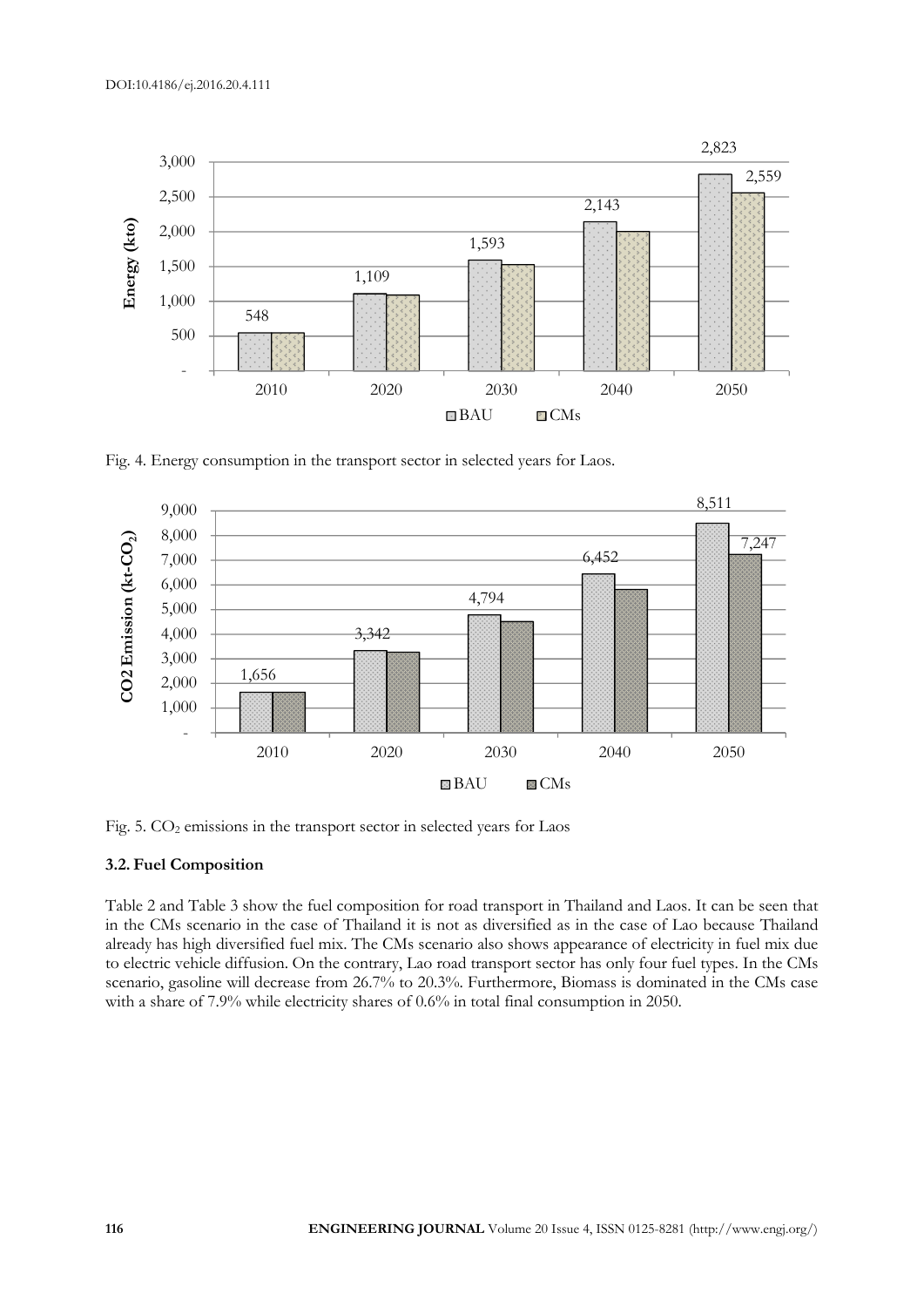Fig. 4. Energy consumption in the transport sector in selected years for Laos.

Fig. 5. $CO_2$ emissions in the transport sector in selected years for Laos

### 3.2. Fuel Composition

Table 2 and Table 3 show the fuel composition for road transport in Thailand and Laos. It can be seen that in the CMs scenario in the case of Thailand it is not as diversified as in the case of Lao because Thailand already has high diversified fuel mix. The CMs scenario also shows appearance of electricity in fuel mix due to electric vehicle diffusion. On the contrary, Lao road transport sector has only four fuel types. In the CMs scenario, gasoline will decrease from 26.7% to 20.3%. Furthermore, Biomass is dominated in the CMs case with a share of 7.9% while electricity shares of 0.6% in total final consumption in 2050.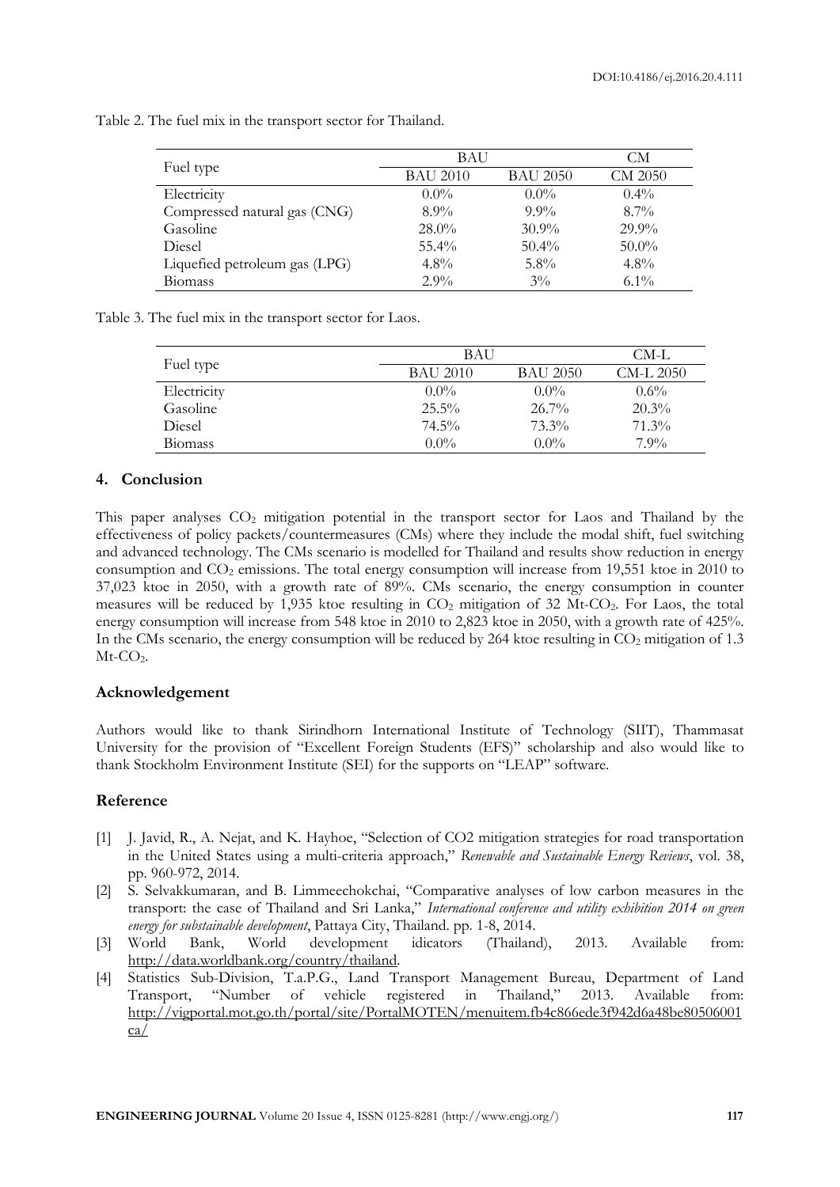Table 2. The fuel mix in the transport sector for Thailand.

| Fuel type | BAU | | CM |
|---|---|---|---|
| | BAU 2010 | BAU 2050 | CM 2050 |
| Electricity | 0.0% | 0.0% | 0.4% |
| Compressed natural gas (CNG) | 8.9% | 9.9% | 8.7% |
| Gasoline | 28.0% | 30.9% | 29.9% |
| Diesel | 55.4% | 50.4% | 50.0% |
| Liquefied petroleum gas (LPG) | 4.8% | 5.8% | 4.8% |
| Biomass | 2.9% | 3% | 6.1% |

Table 3. The fuel mix in the transport sector for Laos.

| Fuel type | BAU | | CM-L |
|---|---|---|---|
| | BAU 2010 | BAU 2050 | CM-L 2050 |
| Electricity | 0.0% | 0.0% | 0.6% |
| Gasoline | 25.5% | 26.7% | 20.3% |
| Diesel | 74.5% | 73.3% | 71.3% |
| Biomass | 0.0% | 0.0% | 7.9% |

## 4. Conclusion

This paper analyses $CO_2$ mitigation potential in the transport sector for Laos and Thailand by the effectiveness of policy packets/countermeasures (CMs) where they include the modal shift, fuel switching and advanced technology. The CMs scenario is modelled for Thailand and results show reduction in energy consumption and $CO_2$ emissions. The total energy consumption will increase from 19,551 ktoe in 2010 to 37,023 ktoe in 2050, with a growth rate of 89%. CMs scenario, the energy consumption in counter measures will be reduced by 1,935 ktoe resulting in $CO_2$ mitigation of 32 Mt-$CO_2$. For Laos, the total energy consumption will increase from 548 ktoe in 2010 to 2,823 ktoe in 2050, with a growth rate of 425%. In the CMs scenario, the energy consumption will be reduced by 264 ktoe resulting in $CO_2$ mitigation of 1.3 Mt-$CO_2$.

## Acknowledgement

Authors would like to thank Sirindhorn International Institute of Technology (SIIT), Thammasat University for the provision of "Excellent Foreign Students (EFS)" scholarship and also would like to thank Stockholm Environment Institute (SEI) for the supports on "LEAP" software.

## Reference

[1] J. Javid, R., A. Nejat, and K. Hayhoe, "Selection of CO2 mitigation strategies for road transportation in the United States using a multi-criteria approach," *Renewable and Sustainable Energy Reviews*, vol. 38, pp. 960-972, 2014.

[2] S. Selvakkumaran, and B. Limmeechokchai, "Comparative analyses of low carbon measures in the transport: the case of Thailand and Sri Lanka," *International conference and utility exhibition 2014 on green energy for substainable development*, Pattaya City, Thailand. pp. 1-8, 2014.

[3] World Bank, World development idicators (Thailand), 2013. Available from: http://data.worldbank.org/country/thailand.

[4] Statistics Sub-Division, T.a.P.G., Land Transport Management Bureau, Department of Land Transport, "Number of vehicle registered in Thailand," 2013. Available from: http://vigportal.mot.go.th/portal/site/PortalMOTEN/menuitem.fb4c866ede3f942d6a48be80506001ca/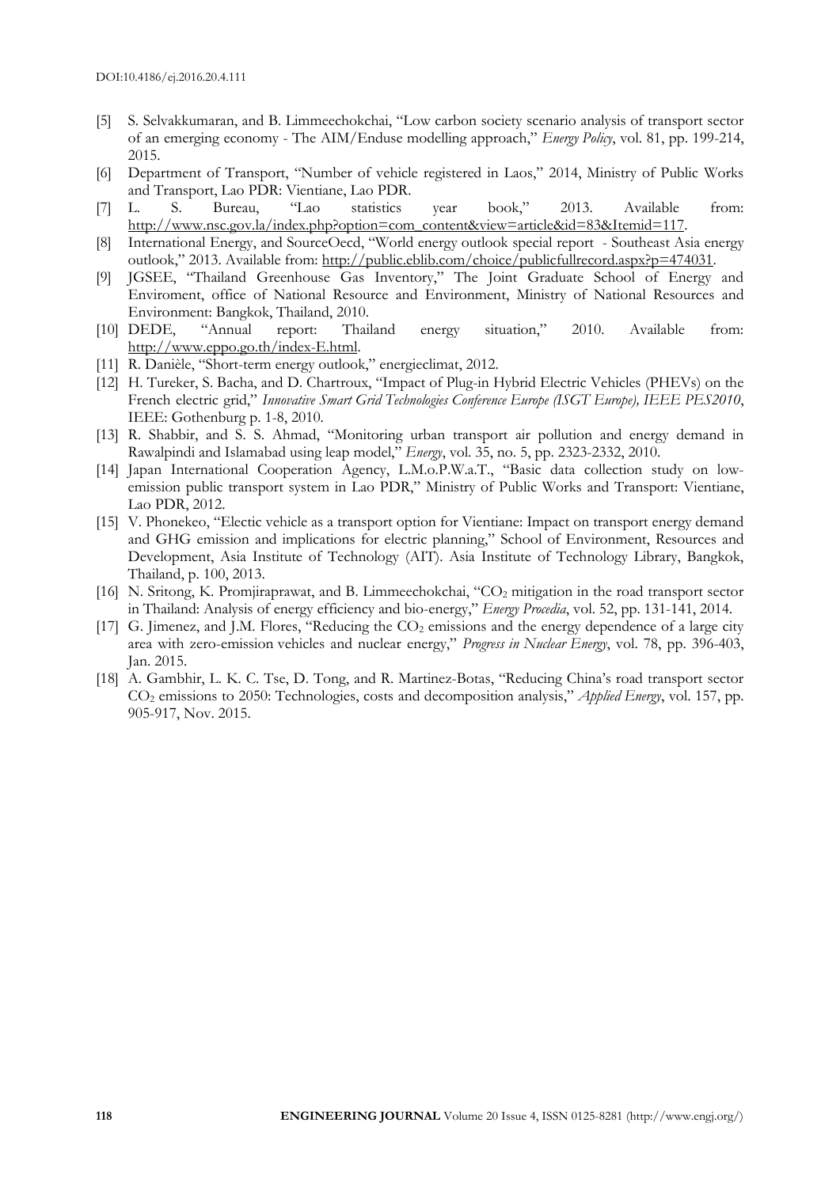[5] S. Selvakkumaran, and B. Limmeechokchai, "Low carbon society scenario analysis of transport sector of an emerging economy - The AIM/Enduse modelling approach," *Energy Policy*, vol. 81, pp. 199-214, 2015.

[6] Department of Transport, "Number of vehicle registered in Laos," 2014, Ministry of Public Works and Transport, Lao PDR: Vientiane, Lao PDR.

[7] L. S. Bureau, "Lao statistics year book," 2013. Available from: http://www.nsc.gov.la/index.php?option=com_content&view=article&id=83&Itemid=117.

[8] International Energy, and SourceOecd, "World energy outlook special report - Southeast Asia energy outlook," 2013. Available from: http://public.eblib.com/choice/publicfullrecord.aspx?p=474031.

[9] JGSEE, "Thailand Greenhouse Gas Inventory," The Joint Graduate School of Energy and Enviroment, office of National Resource and Environment, Ministry of National Resources and Environment: Bangkok, Thailand, 2010.

[10] DEDE, "Annual report: Thailand energy situation," 2010. Available from: http://www.eppo.go.th/index-E.html.

[11] R. Danièle, "Short-term energy outlook," energieclimat, 2012.

[12] H. Tureker, S. Bacha, and D. Chartroux, "Impact of Plug-in Hybrid Electric Vehicles (PHEVs) on the French electric grid," *Innovative Smart Grid Technologies Conference Europe (ISGT Europe), IEEE PES2010*, IEEE: Gothenburg p. 1-8, 2010.

[13] R. Shabbir, and S. S. Ahmad, "Monitoring urban transport air pollution and energy demand in Rawalpindi and Islamabad using leap model," *Energy*, vol. 35, no. 5, pp. 2323-2332, 2010.

[14] Japan International Cooperation Agency, L.M.o.P.W.a.T., "Basic data collection study on low-emission public transport system in Lao PDR," Ministry of Public Works and Transport: Vientiane, Lao PDR, 2012.

[15] V. Phonekeo, "Electic vehicle as a transport option for Vientiane: Impact on transport energy demand and GHG emission and implications for electric planning," School of Environment, Resources and Development, Asia Institute of Technology (AIT). Asia Institute of Technology Library, Bangkok, Thailand, p. 100, 2013.

[16] N. Sritong, K. Promjiraprawat, and B. Limmeechokchai, "$CO_2$ mitigation in the road transport sector in Thailand: Analysis of energy efficiency and bio-energy," *Energy Procedia*, vol. 52, pp. 131-141, 2014.

[17] G. Jimenez, and J.M. Flores, "Reducing the $CO_2$ emissions and the energy dependence of a large city area with zero-emission vehicles and nuclear energy," *Progress in Nuclear Energy*, vol. 78, pp. 396-403, Jan. 2015.

[18] A. Gambhir, L. K. C. Tse, D. Tong, and R. Martinez-Botas, "Reducing China's road transport sector $CO_2$ emissions to 2050: Technologies, costs and decomposition analysis," *Applied Energy*, vol. 157, pp. 905-917, Nov. 2015.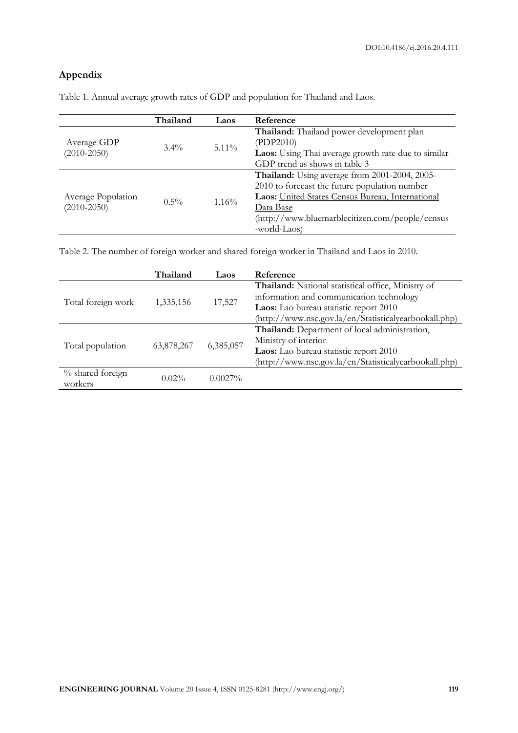## Appendix

Table 1. Annual average growth rates of GDP and population for Thailand and Laos.

| | Thailand | Laos | Reference |
|---|---|---|---|
| Average GDP (2010-2050) | 3.4% | 5.11% | **Thailand:** Thailand power development plan (PDP2010) **Laos:** Using Thai average growth rate due to similar GDP trend as shows in table 3 |
| Average Population (2010-2050) | 0.5% | 1.16% | **Thailand:** Using average from 2001-2004, 2005-2010 to forecast the future population number **Laos:** United States Census Bureau, International Data Base (http://www.bluemarblecitizen.com/people/census-world-Laos) |

Table 2. The number of foreign worker and shared foreign worker in Thailand and Laos in 2010.

| | Thailand | Laos | Reference |
|---|---|---|---|
| Total foreign work | 1,335,156 | 17,527 | **Thailand:** National statistical office, Ministry of information and communication technology **Laos:** Lao bureau statistic report 2010 (http://www.nsc.gov.la/en/Statisticalyearbookall.php) |
| Total population | 63,878,267 | 6,385,057 | **Thailand:** Department of local administration, Ministry of interior **Laos:** Lao bureau statistic report 2010 (http://www.nsc.gov.la/en/Statisticalyearbookall.php) |
| % shared foreign workers | 0.02% | 0.0027% | |